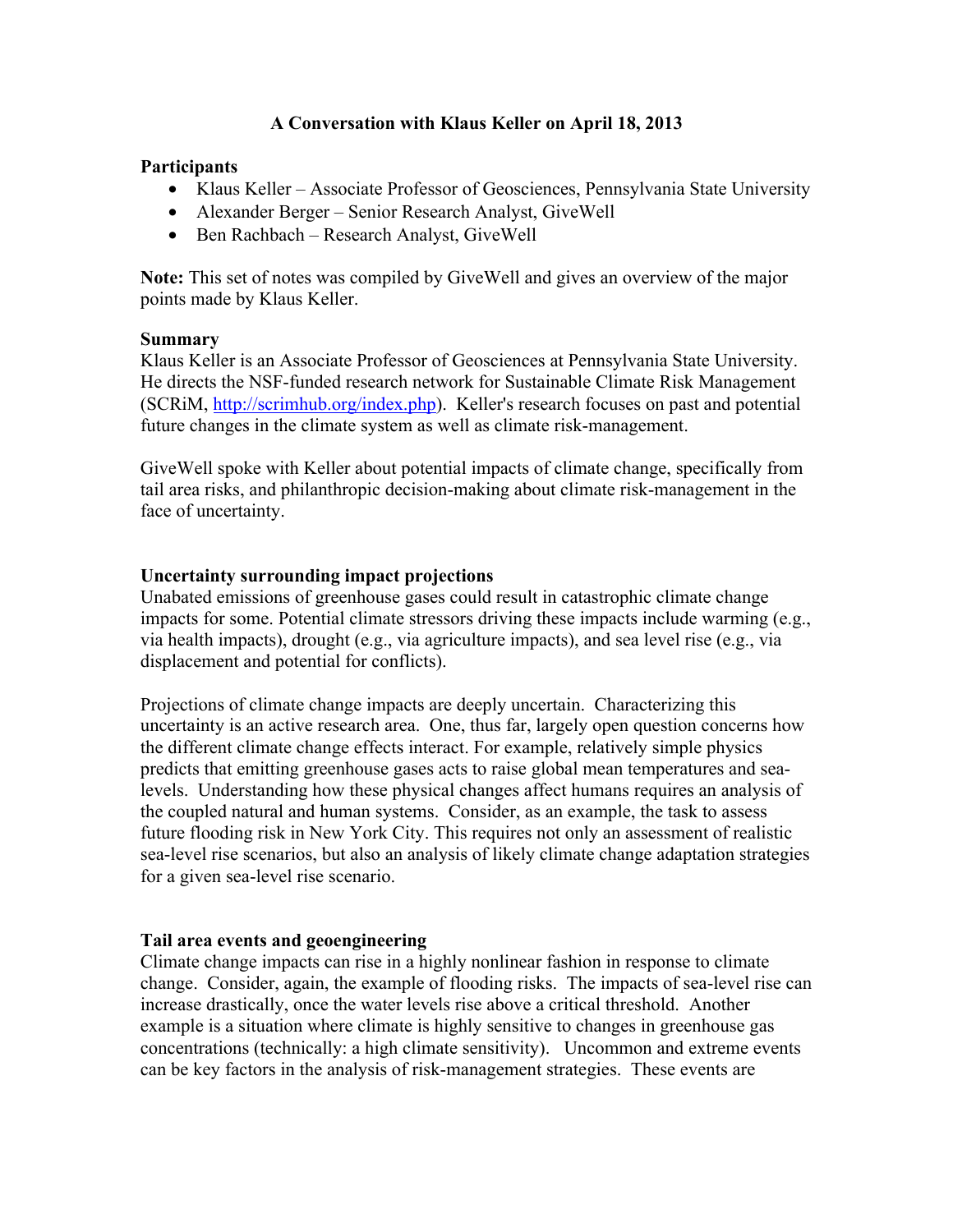# A Conversation with Klaus Keller on April 18, 2013

## Participants

- Klaus Keller – Associate Professor of Geosciences, Pennsylvania State University
- Alexander Berger – Senior Research Analyst, GiveWell
- Ben Rachbach – Research Analyst, GiveWell

**Note:** This set of notes was compiled by GiveWell and gives an overview of the major points made by Klaus Keller.

## Summary

Klaus Keller is an Associate Professor of Geosciences at Pennsylvania State University. He directs the NSF-funded research network for Sustainable Climate Risk Management (SCRiM, [http://scrimhub.org/index.php](http://scrimhub.org/index.php)). Keller's research focuses on past and potential future changes in the climate system as well as climate risk-management.

GiveWell spoke with Keller about potential impacts of climate change, specifically from tail area risks, and philanthropic decision-making about climate risk-management in the face of uncertainty.

## Uncertainty surrounding impact projections

Unabated emissions of greenhouse gases could result in catastrophic climate change impacts for some. Potential climate stressors driving these impacts include warming (e.g., via health impacts), drought (e.g., via agriculture impacts), and sea level rise (e.g., via displacement and potential for conflicts).

Projections of climate change impacts are deeply uncertain. Characterizing this uncertainty is an active research area. One, thus far, largely open question concerns how the different climate change effects interact. For example, relatively simple physics predicts that emitting greenhouse gases acts to raise global mean temperatures and sea-levels. Understanding how these physical changes affect humans requires an analysis of the coupled natural and human systems. Consider, as an example, the task to assess future flooding risk in New York City. This requires not only an assessment of realistic sea-level rise scenarios, but also an analysis of likely climate change adaptation strategies for a given sea-level rise scenario.

## Tail area events and geoengineering

Climate change impacts can rise in a highly nonlinear fashion in response to climate change. Consider, again, the example of flooding risks. The impacts of sea-level rise can increase drastically, once the water levels rise above a critical threshold. Another example is a situation where climate is highly sensitive to changes in greenhouse gas concentrations (technically: a high climate sensitivity). Uncommon and extreme events can be key factors in the analysis of risk-management strategies. These events are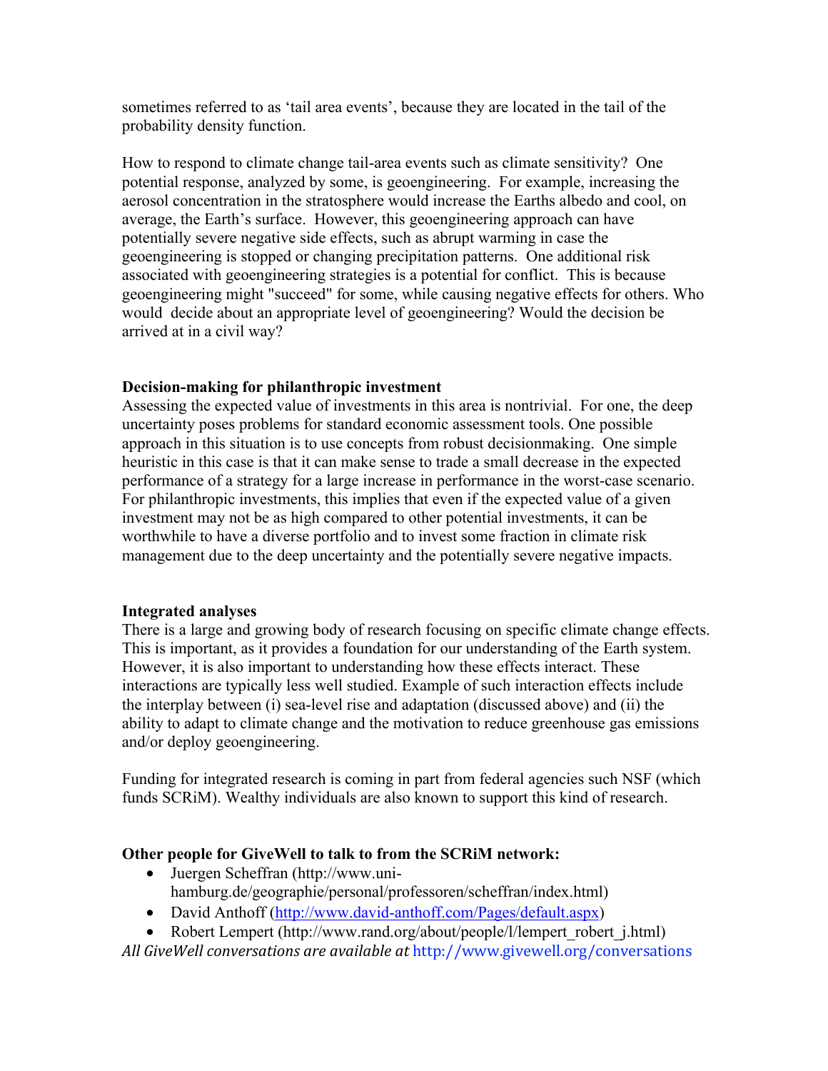sometimes referred to as 'tail area events', because they are located in the tail of the probability density function.

How to respond to climate change tail-area events such as climate sensitivity? One potential response, analyzed by some, is geoengineering. For example, increasing the aerosol concentration in the stratosphere would increase the Earths albedo and cool, on average, the Earth's surface. However, this geoengineering approach can have potentially severe negative side effects, such as abrupt warming in case the geoengineering is stopped or changing precipitation patterns. One additional risk associated with geoengineering strategies is a potential for conflict. This is because geoengineering might "succeed" for some, while causing negative effects for others. Who would decide about an appropriate level of geoengineering? Would the decision be arrived at in a civil way?

**Decision-making for philanthropic investment**

Assessing the expected value of investments in this area is nontrivial. For one, the deep uncertainty poses problems for standard economic assessment tools. One possible approach in this situation is to use concepts from robust decisionmaking. One simple heuristic in this case is that it can make sense to trade a small decrease in the expected performance of a strategy for a large increase in performance in the worst-case scenario. For philanthropic investments, this implies that even if the expected value of a given investment may not be as high compared to other potential investments, it can be worthwhile to have a diverse portfolio and to invest some fraction in climate risk management due to the deep uncertainty and the potentially severe negative impacts.

**Integrated analyses**

There is a large and growing body of research focusing on specific climate change effects. This is important, as it provides a foundation for our understanding of the Earth system. However, it is also important to understanding how these effects interact. These interactions are typically less well studied. Example of such interaction effects include the interplay between (i) sea-level rise and adaptation (discussed above) and (ii) the ability to adapt to climate change and the motivation to reduce greenhouse gas emissions and/or deploy geoengineering.

Funding for integrated research is coming in part from federal agencies such NSF (which funds SCRiM). Wealthy individuals are also known to support this kind of research.

**Other people for GiveWell to talk to from the SCRiM network:**

- Juergen Scheffran (http://www.uni-hamburg.de/geographie/personal/professoren/scheffran/index.html)
- David Anthoff (http://www.david-anthoff.com/Pages/default.aspx)
- Robert Lempert (http://www.rand.org/about/people/l/lempert_robert_j.html)

*All GiveWell conversations are available at* http://www.givewell.org/conversations